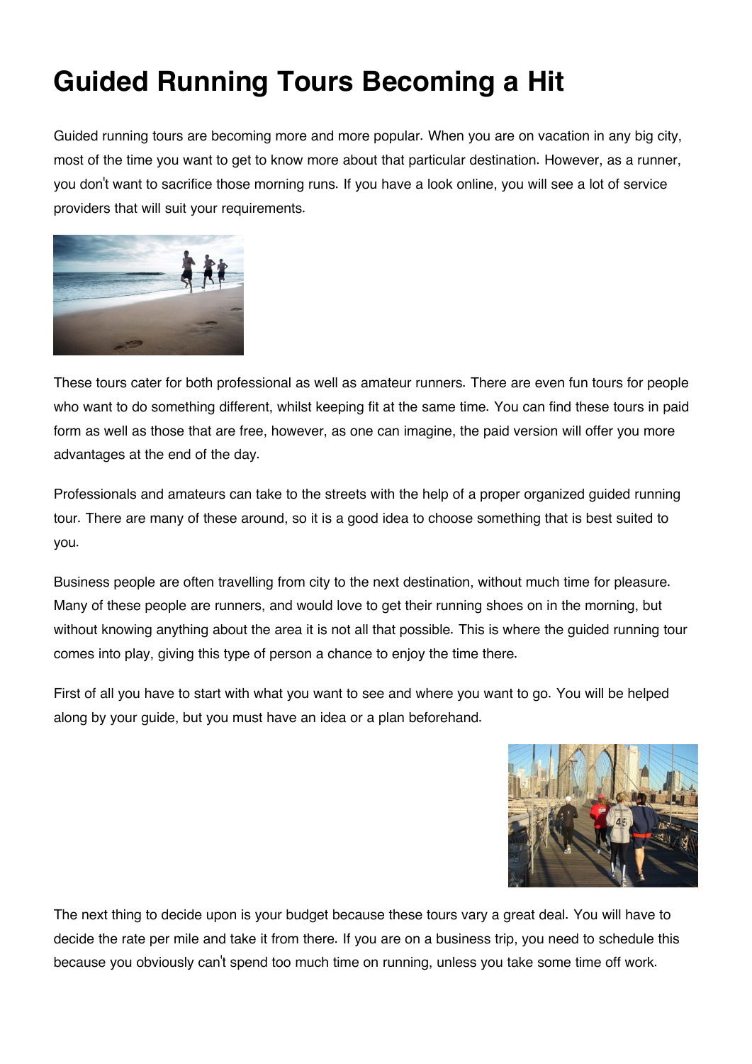# Guided Running Tours Becoming a Hit

Guided running tours are becoming more and more popular. When you are on vacation in any big city, most of the time you want to get to know more about that particular destination. However, as a runner, you don't want to sacrifice those morning runs. If you have a look online, you will see a lot of service providers that will suit your requirements.

These tours cater for both professional as well as amateur runners. There are even fun tours for people who want to do something different, whilst keeping fit at the same time. You can find these tours in paid form as well as those that are free, however, as one can imagine, the paid version will offer you more advantages at the end of the day.

Professionals and amateurs can take to the streets with the help of a proper organized guided running tour. There are many of these around, so it is a good idea to choose something that is best suited to you.

Business people are often travelling from city to the next destination, without much time for pleasure. Many of these people are runners, and would love to get their running shoes on in the morning, but without knowing anything about the area it is not all that possible. This is where the guided running tour comes into play, giving this type of person a chance to enjoy the time there.

First of all you have to start with what you want to see and where you want to go. You will be helped along by your guide, but you must have an idea or a plan beforehand.

The next thing to decide upon is your budget because these tours vary a great deal. You will have to decide the rate per mile and take it from there. If you are on a business trip, you need to schedule this because you obviously can't spend too much time on running, unless you take some time off work.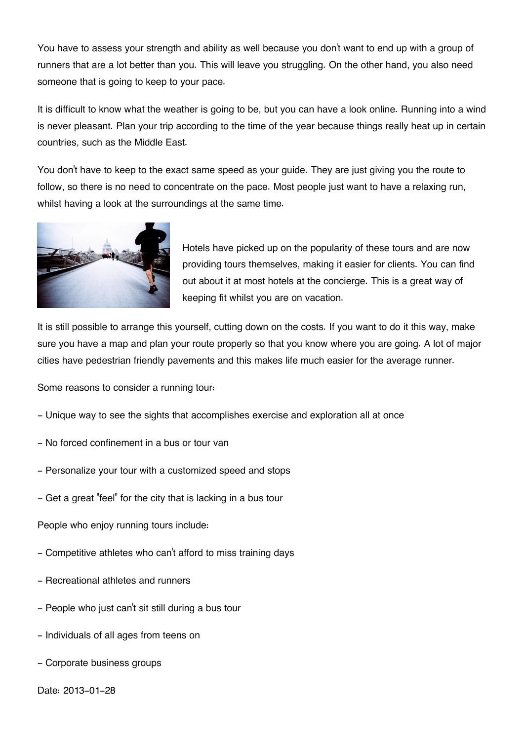You have to assess your strength and ability as well because you don't want to end up with a group of runners that are a lot better than you. This will leave you struggling. On the other hand, you also need someone that is going to keep to your pace.

It is difficult to know what the weather is going to be, but you can have a look online. Running into a wind is never pleasant. Plan your trip according to the time of the year because things really heat up in certain countries, such as the Middle East.

You don't have to keep to the exact same speed as your guide. They are just giving you the route to follow, so there is no need to concentrate on the pace. Most people just want to have a relaxing run, whilst having a look at the surroundings at the same time.

Hotels have picked up on the popularity of these tours and are now providing tours themselves, making it easier for clients. You can find out about it at most hotels at the concierge. This is a great way of keeping fit whilst you are on vacation.

It is still possible to arrange this yourself, cutting down on the costs. If you want to do it this way, make sure you have a map and plan your route properly so that you know where you are going. A lot of major cities have pedestrian friendly pavements and this makes life much easier for the average runner.

Some reasons to consider a running tour:

- Unique way to see the sights that accomplishes exercise and exploration all at once
- No forced confinement in a bus or tour van
- Personalize your tour with a customized speed and stops
- Get a great "feel" for the city that is lacking in a bus tour

People who enjoy running tours include:

- Competitive athletes who can't afford to miss training days
- Recreational athletes and runners
- People who just can't sit still during a bus tour
- Individuals of all ages from teens on
- Corporate business groups

Date: 2013-01-28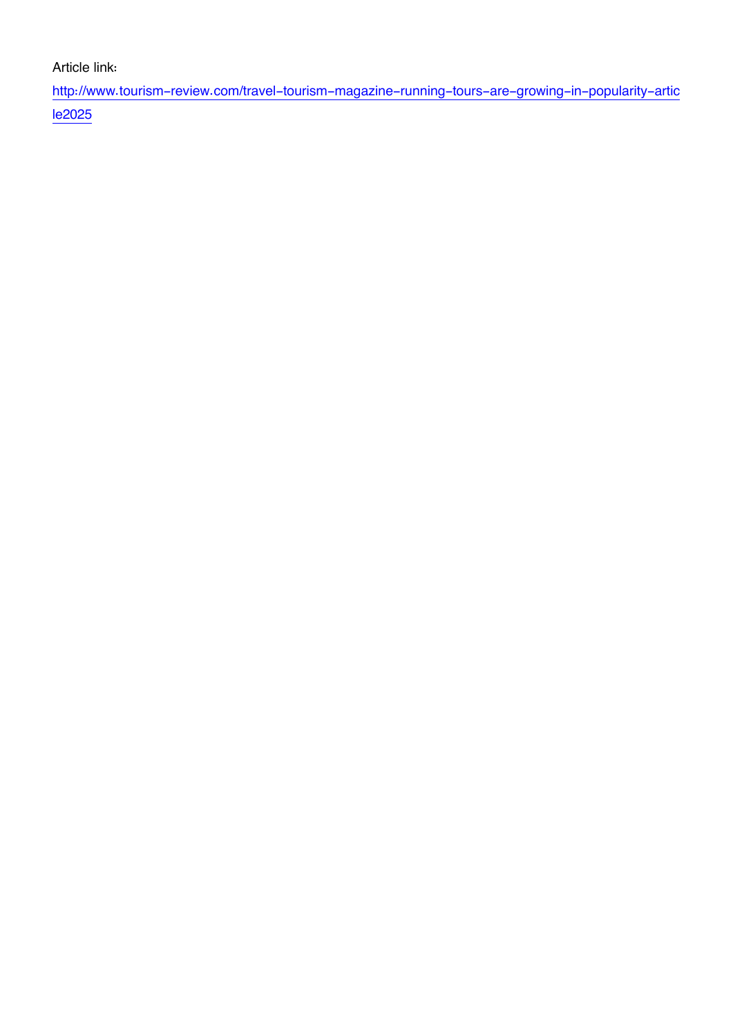Article link:

[http://www.tourism-review.com/travel-tourism-magazine-running-tours-are-growing-in-popularity-article2025](http://www.tourism-review.com/travel-tourism-magazine-running-tours-are-growing-in-popularity-article2025)